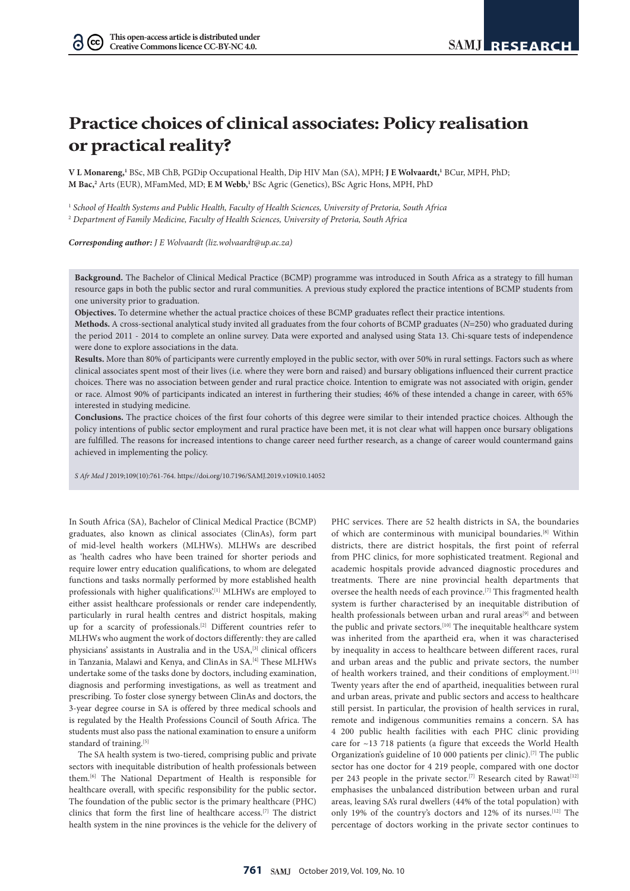# Practice choices of clinical associates: Policy realisation or practical reality?

**V L Monareng,**[1] BSc, MB ChB, PGDip Occupational Health, Dip HIV Man (SA), MPH; **J E Wolvaardt,**[1] BCur, MPH, PhD; **M Bac,**[2] Arts (EUR), MFamMed, MD; **E M Webb,**[1] BSc Agric (Genetics), BSc Agric Hons, MPH, PhD

[1] *School of Health Systems and Public Health, Faculty of Health Sciences, University of Pretoria, South Africa*

[2] *Department of Family Medicine, Faculty of Health Sciences, University of Pretoria, South Africa*

***Corresponding author:*** *J E Wolvaardt (liz.wolvaardt@up.ac.za)*

**Background.** The Bachelor of Clinical Medical Practice (BCMP) programme was introduced in South Africa as a strategy to fill human resource gaps in both the public sector and rural communities. A previous study explored the practice intentions of BCMP students from one university prior to graduation.

**Objectives.** To determine whether the actual practice choices of these BCMP graduates reflect their practice intentions.

**Methods.** A cross-sectional analytical study invited all graduates from the four cohorts of BCMP graduates (*N*=250) who graduated during the period 2011 - 2014 to complete an online survey. Data were exported and analysed using Stata 13. Chi-square tests of independence were done to explore associations in the data.

**Results.** More than 80% of participants were currently employed in the public sector, with over 50% in rural settings. Factors such as where clinical associates spent most of their lives (i.e. where they were born and raised) and bursary obligations influenced their current practice choices. There was no association between gender and rural practice choice. Intention to emigrate was not associated with origin, gender or race. Almost 90% of participants indicated an interest in furthering their studies; 46% of these intended a change in career, with 65% interested in studying medicine.

**Conclusions.** The practice choices of the first four cohorts of this degree were similar to their intended practice choices. Although the policy intentions of public sector employment and rural practice have been met, it is not clear what will happen once bursary obligations are fulfilled. The reasons for increased intentions to change career need further research, as a change of career would countermand gains achieved in implementing the policy.

*S Afr Med J* 2019;109(10):761-764. https://doi.org/10.7196/SAMJ.2019.v109i10.14052

In South Africa (SA), Bachelor of Clinical Medical Practice (BCMP) graduates, also known as clinical associates (ClinAs), form part of mid-level health workers (MLHWs). MLHWs are described as 'health cadres who have been trained for shorter periods and require lower entry education qualifications, to whom are delegated functions and tasks normally performed by more established health professionals with higher qualifications'.[1] MLHWs are employed to either assist healthcare professionals or render care independently, particularly in rural health centres and district hospitals, making up for a scarcity of professionals.[2] Different countries refer to MLHWs who augment the work of doctors differently: they are called physicians' assistants in Australia and in the USA,[3] clinical officers in Tanzania, Malawi and Kenya, and ClinAs in SA.[4] These MLHWs undertake some of the tasks done by doctors, including examination, diagnosis and performing investigations, as well as treatment and prescribing. To foster close synergy between ClinAs and doctors, the 3-year degree course in SA is offered by three medical schools and is regulated by the Health Professions Council of South Africa. The students must also pass the national examination to ensure a uniform standard of training.[5]

The SA health system is two-tiered, comprising public and private sectors with inequitable distribution of health professionals between them.[6] The National Department of Health is responsible for healthcare overall, with specific responsibility for the public sector**.** The foundation of the public sector is the primary healthcare (PHC) clinics that form the first line of healthcare access.[7] The district health system in the nine provinces is the vehicle for the delivery of PHC services. There are 52 health districts in SA, the boundaries of which are conterminous with municipal boundaries.[8] Within districts, there are district hospitals, the first point of referral from PHC clinics, for more sophisticated treatment. Regional and academic hospitals provide advanced diagnostic procedures and treatments. There are nine provincial health departments that oversee the health needs of each province.[7] This fragmented health system is further characterised by an inequitable distribution of health professionals between urban and rural areas[9] and between the public and private sectors.[10] The inequitable healthcare system was inherited from the apartheid era, when it was characterised by inequality in access to healthcare between different races, rural and urban areas and the public and private sectors, the number of health workers trained, and their conditions of employment.[11] Twenty years after the end of apartheid, inequalities between rural and urban areas, private and public sectors and access to healthcare still persist. In particular, the provision of health services in rural, remote and indigenous communities remains a concern. SA has 4 200 public health facilities with each PHC clinic providing care for ~13 718 patients (a figure that exceeds the World Health Organization's guideline of 10 000 patients per clinic).[7] The public sector has one doctor for 4 219 people, compared with one doctor per 243 people in the private sector.[7] Research cited by Rawat[12] emphasises the unbalanced distribution between urban and rural areas, leaving SA's rural dwellers (44% of the total population) with only 19% of the country's doctors and 12% of its nurses.[12] The percentage of doctors working in the private sector continues to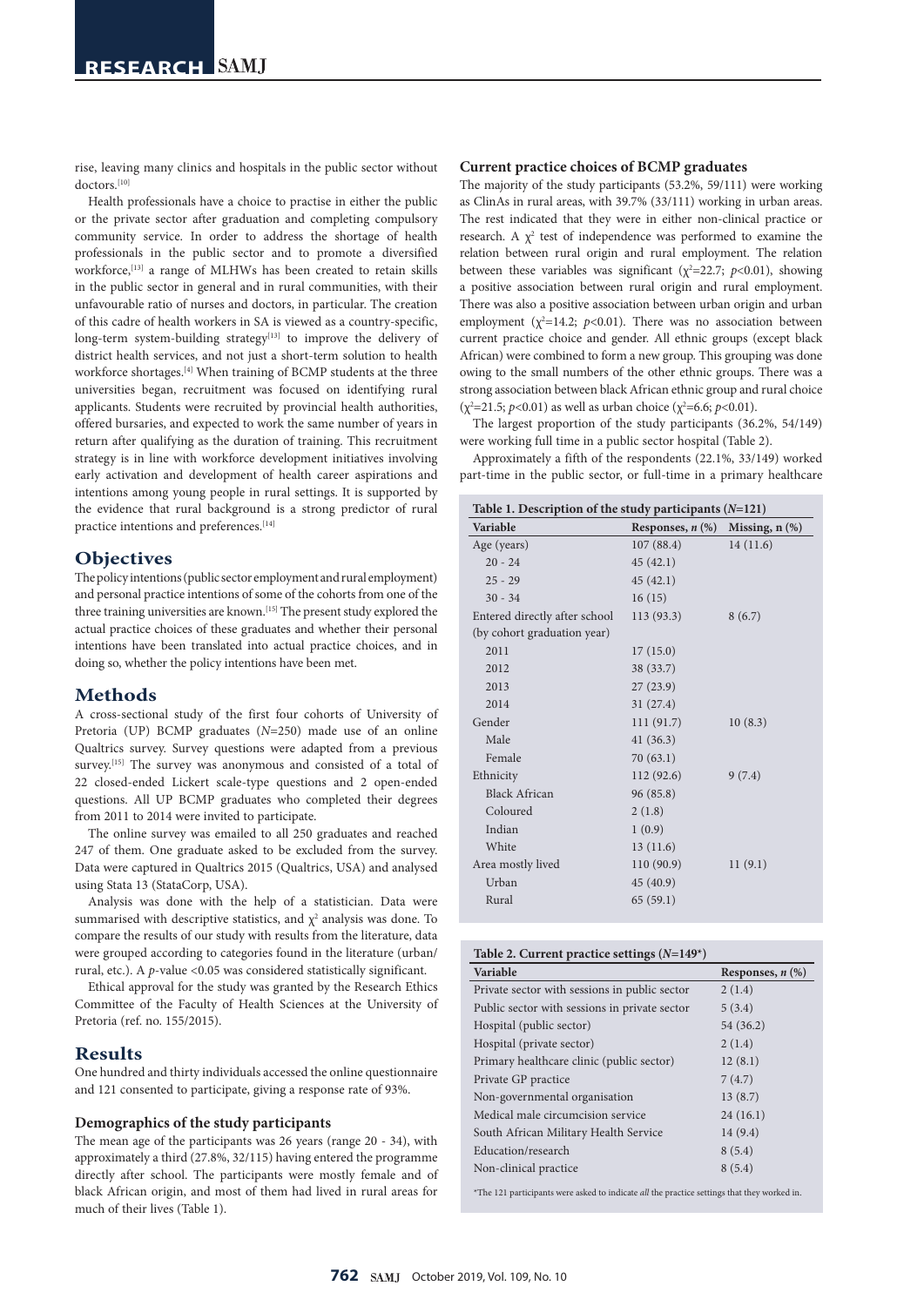rise, leaving many clinics and hospitals in the public sector without doctors.[10]

Health professionals have a choice to practise in either the public or the private sector after graduation and completing compulsory community service. In order to address the shortage of health professionals in the public sector and to promote a diversified workforce,[13] a range of MLHWs has been created to retain skills in the public sector in general and in rural communities, with their unfavourable ratio of nurses and doctors, in particular. The creation of this cadre of health workers in SA is viewed as a country-specific, long-term system-building strategy[13] to improve the delivery of district health services, and not just a short-term solution to health workforce shortages.[4] When training of BCMP students at the three universities began, recruitment was focused on identifying rural applicants. Students were recruited by provincial health authorities, offered bursaries, and expected to work the same number of years in return after qualifying as the duration of training. This recruitment strategy is in line with workforce development initiatives involving early activation and development of health career aspirations and intentions among young people in rural settings. It is supported by the evidence that rural background is a strong predictor of rural practice intentions and preferences.[14]

## Objectives

The policy intentions (public sector employment and rural employment) and personal practice intentions of some of the cohorts from one of the three training universities are known.[15] The present study explored the actual practice choices of these graduates and whether their personal intentions have been translated into actual practice choices, and in doing so, whether the policy intentions have been met.

## Methods

A cross-sectional study of the first four cohorts of University of Pretoria (UP) BCMP graduates (*N*=250) made use of an online Qualtrics survey. Survey questions were adapted from a previous survey.[15] The survey was anonymous and consisted of a total of 22 closed-ended Lickert scale-type questions and 2 open-ended questions. All UP BCMP graduates who completed their degrees from 2011 to 2014 were invited to participate.

The online survey was emailed to all 250 graduates and reached 247 of them. One graduate asked to be excluded from the survey. Data were captured in Qualtrics 2015 (Qualtrics, USA) and analysed using Stata 13 (StataCorp, USA).

Analysis was done with the help of a statistician. Data were summarised with descriptive statistics, and $\chi^2$ analysis was done. To compare the results of our study with results from the literature, data were grouped according to categories found in the literature (urban/rural, etc.). A *p*-value <0.05 was considered statistically significant.

Ethical approval for the study was granted by the Research Ethics Committee of the Faculty of Health Sciences at the University of Pretoria (ref. no. 155/2015).

## Results

One hundred and thirty individuals accessed the online questionnaire and 121 consented to participate, giving a response rate of 93%.

### Demographics of the study participants

The mean age of the participants was 26 years (range 20 - 34), with approximately a third (27.8%, 32/115) having entered the programme directly after school. The participants were mostly female and of black African origin, and most of them had lived in rural areas for much of their lives (Table 1).

### Current practice choices of BCMP graduates

The majority of the study participants (53.2%, 59/111) were working as ClinAs in rural areas, with 39.7% (33/111) working in urban areas. The rest indicated that they were in either non-clinical practice or research. A $\chi^2$ test of independence was performed to examine the relation between rural origin and rural employment. The relation between these variables was significant ($\chi^2$=22.7; $p$<0.01), showing a positive association between rural origin and rural employment. There was also a positive association between urban origin and urban employment ($\chi^2$=14.2; $p$<0.01). There was no association between current practice choice and gender. All ethnic groups (except black African) were combined to form a new group. This grouping was done owing to the small numbers of the other ethnic groups. There was a strong association between black African ethnic group and rural choice ($\chi^2$=21.5; $p$<0.01) as well as urban choice ($\chi^2$=6.6; $p$<0.01).

The largest proportion of the study participants (36.2%, 54/149) were working full time in a public sector hospital (Table 2).

Approximately a fifth of the respondents (22.1%, 33/149) worked part-time in the public sector, or full-time in a primary healthcare

**Table 1. Description of the study participants (*N*=121)**

| Variable | Responses, *n* (%) | Missing, n (%) |
|---|---|---|
| Age (years) | 107 (88.4) | 14 (11.6) |
| 20 - 24 | 45 (42.1) | |
| 25 - 29 | 45 (42.1) | |
| 30 - 34 | 16 (15) | |
| Entered directly after school (by cohort graduation year) | 113 (93.3) | 8 (6.7) |
| 2011 | 17 (15.0) | |
| 2012 | 38 (33.7) | |
| 2013 | 27 (23.9) | |
| 2014 | 31 (27.4) | |
| Gender | 111 (91.7) | 10 (8.3) |
| Male | 41 (36.3) | |
| Female | 70 (63.1) | |
| Ethnicity | 112 (92.6) | 9 (7.4) |
| Black African | 96 (85.8) | |
| Coloured | 2 (1.8) | |
| Indian | 1 (0.9) | |
| White | 13 (11.6) | |
| Area mostly lived | 110 (90.9) | 11 (9.1) |
| Urban | 45 (40.9) | |
| Rural | 65 (59.1) | |

**Table 2. Current practice settings (*N*=149*)**

| Variable | Responses, *n* (%) |
|---|---|
| Private sector with sessions in public sector | 2 (1.4) |
| Public sector with sessions in private sector | 5 (3.4) |
| Hospital (public sector) | 54 (36.2) |
| Hospital (private sector) | 2 (1.4) |
| Primary healthcare clinic (public sector) | 12 (8.1) |
| Private GP practice | 7 (4.7) |
| Non-governmental organisation | 13 (8.7) |
| Medical male circumcision service | 24 (16.1) |
| South African Military Health Service | 14 (9.4) |
| Education/research | 8 (5.4) |
| Non-clinical practice | 8 (5.4) |

*The 121 participants were asked to indicate *all* the practice settings that they worked in.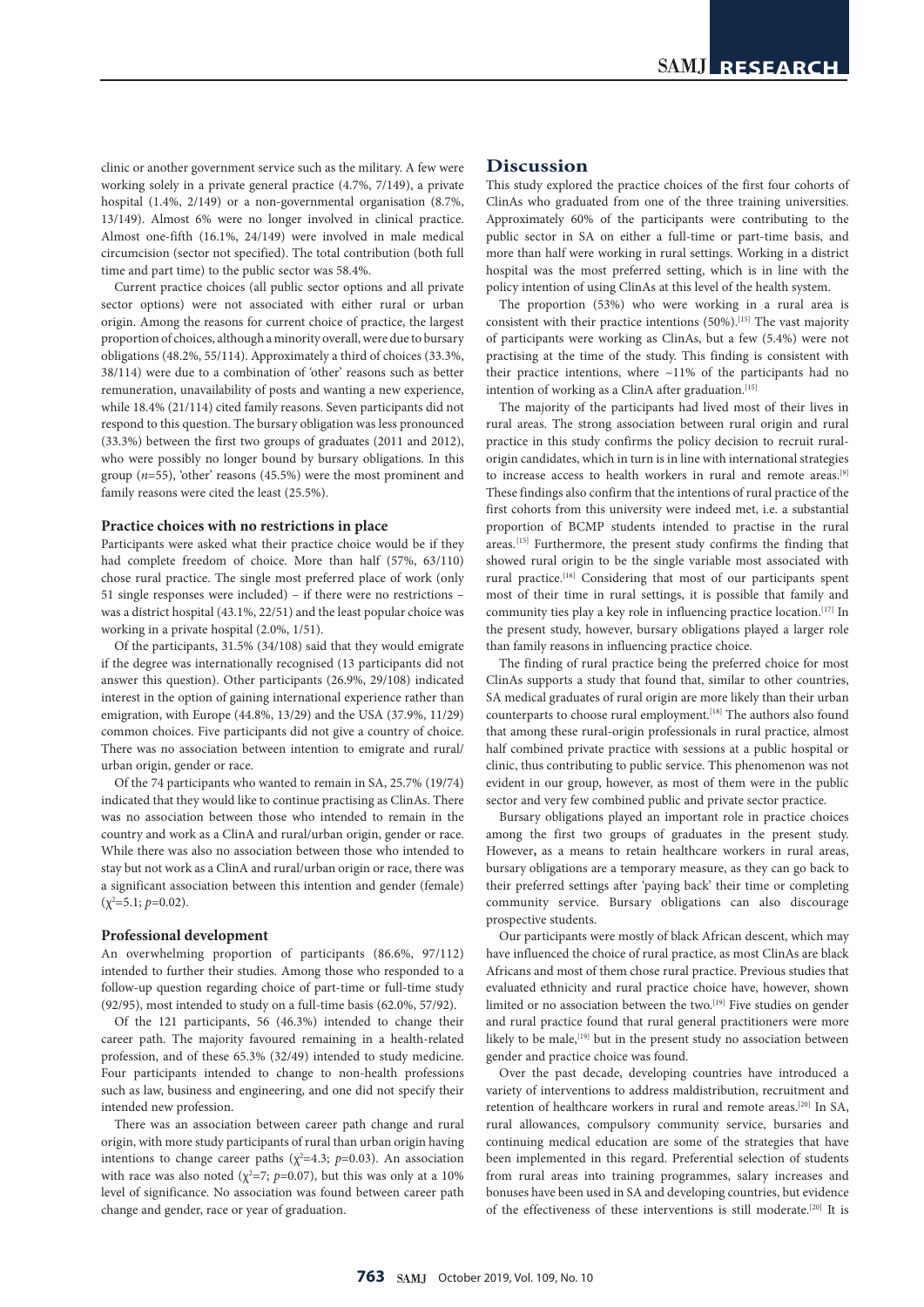clinic or another government service such as the military. A few were working solely in a private general practice (4.7%, 7/149), a private hospital (1.4%, 2/149) or a non-governmental organisation (8.7%, 13/149). Almost 6% were no longer involved in clinical practice. Almost one-fifth (16.1%, 24/149) were involved in male medical circumcision (sector not specified). The total contribution (both full time and part time) to the public sector was 58.4%.

Current practice choices (all public sector options and all private sector options) were not associated with either rural or urban origin. Among the reasons for current choice of practice, the largest proportion of choices, although a minority overall, were due to bursary obligations (48.2%, 55/114). Approximately a third of choices (33.3%, 38/114) were due to a combination of 'other' reasons such as better remuneration, unavailability of posts and wanting a new experience, while 18.4% (21/114) cited family reasons. Seven participants did not respond to this question. The bursary obligation was less pronounced (33.3%) between the first two groups of graduates (2011 and 2012), who were possibly no longer bound by bursary obligations. In this group ($n$=55), 'other' reasons (45.5%) were the most prominent and family reasons were cited the least (25.5%).

### Practice choices with no restrictions in place

Participants were asked what their practice choice would be if they had complete freedom of choice. More than half (57%, 63/110) chose rural practice. The single most preferred place of work (only 51 single responses were included) – if there were no restrictions – was a district hospital (43.1%, 22/51) and the least popular choice was working in a private hospital (2.0%, 1/51).

Of the participants, 31.5% (34/108) said that they would emigrate if the degree was internationally recognised (13 participants did not answer this question). Other participants (26.9%, 29/108) indicated interest in the option of gaining international experience rather than emigration, with Europe (44.8%, 13/29) and the USA (37.9%, 11/29) common choices. Five participants did not give a country of choice. There was no association between intention to emigrate and rural/urban origin, gender or race.

Of the 74 participants who wanted to remain in SA, 25.7% (19/74) indicated that they would like to continue practising as ClinAs. There was no association between those who intended to remain in the country and work as a ClinA and rural/urban origin, gender or race. While there was also no association between those who intended to stay but not work as a ClinA and rural/urban origin or race, there was a significant association between this intention and gender (female) ($\chi^2$=5.1; $p$=0.02).

### Professional development

An overwhelming proportion of participants (86.6%, 97/112) intended to further their studies. Among those who responded to a follow-up question regarding choice of part-time or full-time study (92/95), most intended to study on a full-time basis (62.0%, 57/92).

Of the 121 participants, 56 (46.3%) intended to change their career path. The majority favoured remaining in a health-related profession, and of these 65.3% (32/49) intended to study medicine. Four participants intended to change to non-health professions such as law, business and engineering, and one did not specify their intended new profession.

There was an association between career path change and rural origin, with more study participants of rural than urban origin having intentions to change career paths ($\chi^2$=4.3; $p$=0.03). An association with race was also noted ($\chi^2$=7; $p$=0.07), but this was only at a 10% level of significance. No association was found between career path change and gender, race or year of graduation.

## Discussion

This study explored the practice choices of the first four cohorts of ClinAs who graduated from one of the three training universities. Approximately 60% of the participants were contributing to the public sector in SA on either a full-time or part-time basis, and more than half were working in rural settings. Working in a district hospital was the most preferred setting, which is in line with the policy intention of using ClinAs at this level of the health system.

The proportion (53%) who were working in a rural area is consistent with their practice intentions (50%).[15] The vast majority of participants were working as ClinAs, but a few (5.4%) were not practising at the time of the study. This finding is consistent with their practice intentions, where ~11% of the participants had no intention of working as a ClinA after graduation.[15]

The majority of the participants had lived most of their lives in rural areas. The strong association between rural origin and rural practice in this study confirms the policy decision to recruit rural-origin candidates, which in turn is in line with international strategies to increase access to health workers in rural and remote areas.[9] These findings also confirm that the intentions of rural practice of the first cohorts from this university were indeed met, i.e. a substantial proportion of BCMP students intended to practise in the rural areas.[15] Furthermore, the present study confirms the finding that showed rural origin to be the single variable most associated with rural practice.[16] Considering that most of our participants spent most of their time in rural settings, it is possible that family and community ties play a key role in influencing practice location.[17] In the present study, however, bursary obligations played a larger role than family reasons in influencing practice choice.

The finding of rural practice being the preferred choice for most ClinAs supports a study that found that, similar to other countries, SA medical graduates of rural origin are more likely than their urban counterparts to choose rural employment.[18] The authors also found that among these rural-origin professionals in rural practice, almost half combined private practice with sessions at a public hospital or clinic, thus contributing to public service. This phenomenon was not evident in our group, however, as most of them were in the public sector and very few combined public and private sector practice.

Bursary obligations played an important role in practice choices among the first two groups of graduates in the present study. However**,** as a means to retain healthcare workers in rural areas, bursary obligations are a temporary measure, as they can go back to their preferred settings after 'paying back' their time or completing community service. Bursary obligations can also discourage prospective students.

Our participants were mostly of black African descent, which may have influenced the choice of rural practice, as most ClinAs are black Africans and most of them chose rural practice. Previous studies that evaluated ethnicity and rural practice choice have, however, shown limited or no association between the two.[19] Five studies on gender and rural practice found that rural general practitioners were more likely to be male,[19] but in the present study no association between gender and practice choice was found.

Over the past decade, developing countries have introduced a variety of interventions to address maldistribution, recruitment and retention of healthcare workers in rural and remote areas.[20] In SA, rural allowances, compulsory community service, bursaries and continuing medical education are some of the strategies that have been implemented in this regard. Preferential selection of students from rural areas into training programmes, salary increases and bonuses have been used in SA and developing countries, but evidence of the effectiveness of these interventions is still moderate.[20] It is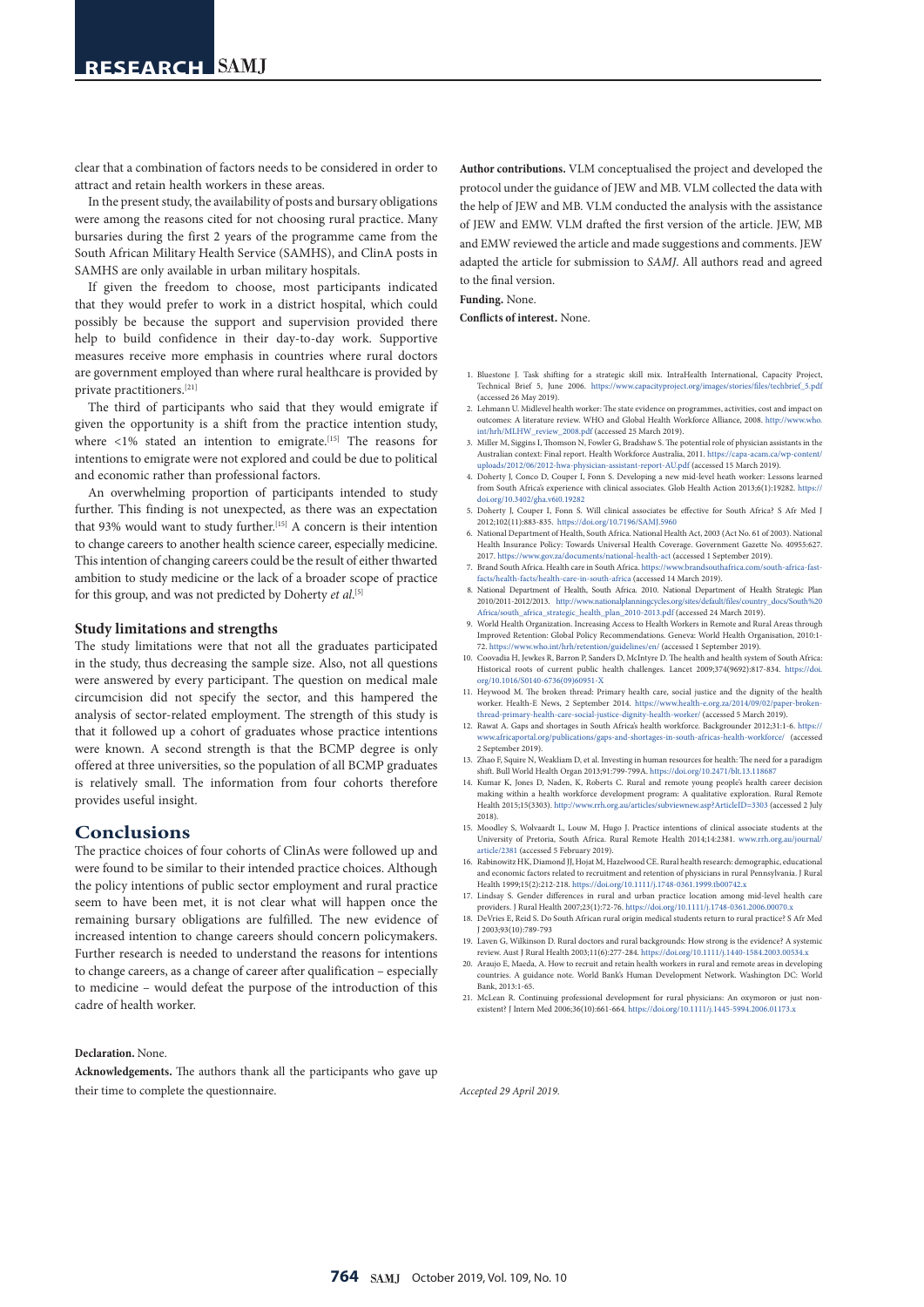clear that a combination of factors needs to be considered in order to attract and retain health workers in these areas.

In the present study, the availability of posts and bursary obligations were among the reasons cited for not choosing rural practice. Many bursaries during the first 2 years of the programme came from the South African Military Health Service (SAMHS), and ClinA posts in SAMHS are only available in urban military hospitals.

If given the freedom to choose, most participants indicated that they would prefer to work in a district hospital, which could possibly be because the support and supervision provided there help to build confidence in their day-to-day work. Supportive measures receive more emphasis in countries where rural doctors are government employed than where rural healthcare is provided by private practitioners.[21]

The third of participants who said that they would emigrate if given the opportunity is a shift from the practice intention study, where <1% stated an intention to emigrate.[15] The reasons for intentions to emigrate were not explored and could be due to political and economic rather than professional factors.

An overwhelming proportion of participants intended to study further. This finding is not unexpected, as there was an expectation that 93% would want to study further.[15] A concern is their intention to change careers to another health science career, especially medicine. This intention of changing careers could be the result of either thwarted ambition to study medicine or the lack of a broader scope of practice for this group, and was not predicted by Doherty *et al*.[5]

### Study limitations and strengths

The study limitations were that not all the graduates participated in the study, thus decreasing the sample size. Also, not all questions were answered by every participant. The question on medical male circumcision did not specify the sector, and this hampered the analysis of sector-related employment. The strength of this study is that it followed up a cohort of graduates whose practice intentions were known. A second strength is that the BCMP degree is only offered at three universities, so the population of all BCMP graduates is relatively small. The information from four cohorts therefore provides useful insight.

## Conclusions

The practice choices of four cohorts of ClinAs were followed up and were found to be similar to their intended practice choices. Although the policy intentions of public sector employment and rural practice seem to have been met, it is not clear what will happen once the remaining bursary obligations are fulfilled. The new evidence of increased intention to change careers should concern policymakers. Further research is needed to understand the reasons for intentions to change careers, as a change of career after qualification – especially to medicine – would defeat the purpose of the introduction of this cadre of health worker.

**Declaration.** None.

**Acknowledgements.** The authors thank all the participants who gave up their time to complete the questionnaire.

**Author contributions.** VLM conceptualised the project and developed the protocol under the guidance of JEW and MB. VLM collected the data with the help of JEW and MB. VLM conducted the analysis with the assistance of JEW and EMW. VLM drafted the first version of the article. JEW, MB and EMW reviewed the article and made suggestions and comments. JEW adapted the article for submission to *SAMJ*. All authors read and agreed to the final version.

**Funding.** None.

**Conflicts of interest.** None.

1. Bluestone J. Task shifting for a strategic skill mix. IntraHealth International, Capacity Project, Technical Brief 5, June 2006. https://www.capacityproject.org/images/stories/files/techbrief_5.pdf (accessed 26 May 2019).
2. Lehmann U. Midlevel health worker: The state evidence on programmes, activities, cost and impact on outcomes: A literature review. WHO and Global Health Workforce Alliance, 2008. http://www.who.int/hrh/MLHW_review_2008.pdf (accessed 25 March 2019).
3. Miller M, Siggins I, Thomson N, Fowler G, Bradshaw S. The potential role of physician assistants in the Australian context: Final report. Health Workforce Australia, 2011. https://capa-acam.ca/wp-content/uploads/2012/06/2012-hwa-physician-assistant-report-AU.pdf (accessed 15 March 2019).
4. Doherty J, Conco D, Couper I, Fonn S. Developing a new mid-level health worker: Lessons learned from South Africa's experience with clinical associates. Glob Health Action 2013;6(1):19282. https://doi.org/10.3402/gha.v6i0.19282
5. Doherty J, Couper I, Fonn S. Will clinical associates be effective for South Africa? S Afr Med J 2012;102(11):883-835. https://doi.org/10.7196/SAMJ.5960
6. National Department of Health, South Africa. National Health Act, 2003 (Act No. 61 of 2003). National Health Insurance Policy: Towards Universal Health Coverage. Government Gazette No. 40955:627. 2017. https://www.gov.za/documents/national-health-act (accessed 1 September 2019).
7. Brand South Africa. Health care in South Africa. https://www.brandsouthafrica.com/south-africa-fast-facts/health-facts/health-care-in-south-africa (accessed 14 March 2019).
8. National Department of Health, South Africa. 2010. National Department of Health Strategic Plan 2010/2011-2012/2013. http://www.nationalplanningcycles.org/sites/default/files/country_docs/South%20Africa/south_africa_strategic_health_plan_2010-2013.pdf (accessed 24 March 2019).
9. World Health Organization. Increasing Access to Health Workers in Remote and Rural Areas through Improved Retention: Global Policy Recommendations. Geneva: World Health Organisation, 2010:1-72. https://www.who.int/hrh/retention/guidelines/en/ (accessed 1 September 2019).
10. Coovadia H, Jewkes R, Barron P, Sanders D, McIntyre D. The health and health system of South Africa: Historical roots of current public health challenges. Lancet 2009;374(9692):817-834. https://doi.org/10.1016/S0140-6736(09)60951-X
11. Heywood M. The broken thread: Primary health care, social justice and the dignity of the health worker. Health-E News, 2 September 2014. https://www.health-e.org.za/2014/09/02/paper-broken-thread-primary-health-care-social-justice-dignity-health-worker/ (accessed 5 March 2019).
12. Rawat A. Gaps and shortages in South Africa's health workforce. Backgrounder 2012;31:1-6. https://www.africaportal.org/publications/gaps-and-shortages-in-south-africas-health-workforce/ (accessed 2 September 2019).
13. Zhao F, Squire N, Weakliam D, et al. Investing in human resources for health: The need for a paradigm shift. Bull World Health Organ 2013;91:799-799A. https://doi.org/10.2471/blt.13.118687
14. Kumar K, Jones D, Naden, K, Roberts C. Rural and remote young people's health career decision making within a health workforce development program: A qualitative exploration. Rural Remote Health 2015;15(3303). http://www.rrh.org.au/articles/subviewnew.asp?ArticleID=3303 (accessed 2 July 2018).
15. Moodley S, Wolvaardt L, Louw M, Hugo J. Practice intentions of clinical associate students at the University of Pretoria, South Africa. Rural Remote Health 2014;14:2381. www.rrh.org.au/journal/article/2381 (accessed 5 February 2019).
16. Rabinowitz HK, Diamond JJ, Hojat M, Hazelwood CE. Rural health research: demographic, educational and economic factors related to recruitment and retention of physicians in rural Pennsylvania. J Rural Health 1999;15(2):212-218. https://doi.org/10.1111/j.1748-0361.1999.tb00742.x
17. Lindsay S. Gender differences in rural and urban practice location among mid-level health care providers. J Rural Health 2007;23(1):72-76. https://doi.org/10.1111/j.1748-0361.2006.00070.x
18. DeVries E, Reid S. Do South African rural origin medical students return to rural practice? S Afr Med J 2003;93(10):789-793
19. Laven G, Wilkinson D. Rural doctors and rural backgrounds: How strong is the evidence? A systemic review. Aust J Rural Health 2003;11(6):277-284. https://doi.org/10.1111/j.1440-1584.2003.00534.x
20. Araujo E, Maeda, A. How to recruit and retain health workers in rural and remote areas in developing countries. A guidance note. World Bank's Human Development Network. Washington DC: World Bank, 2013:1-65.
21. McLean R. Continuing professional development for rural physicians: An oxymoron or just non-existent? J Intern Med 2006;36(10):661-664. https://doi.org/10.1111/j.1445-5994.2006.01173.x

*Accepted 29 April 2019.*